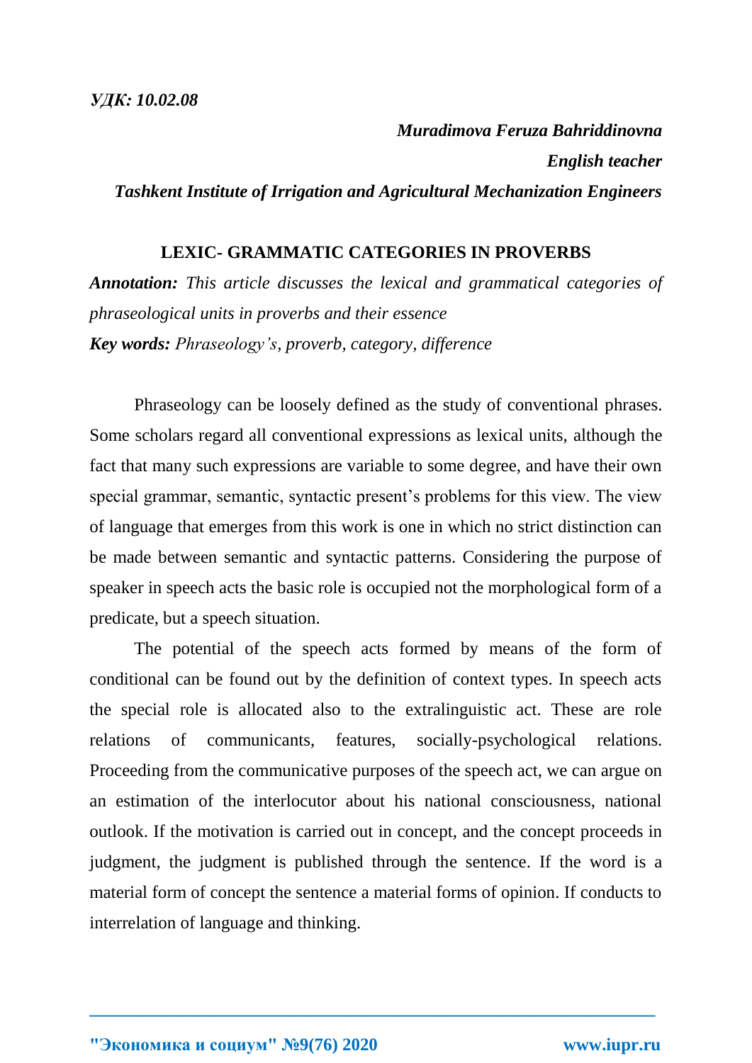*УДК: 10.02.08*

***Muradimova Feruza Bahriddinovna***

***English teacher***

***Tashkent Institute of Irrigation and Agricultural Mechanization Engineers***

## LEXIC- GRAMMATIC CATEGORIES IN PROVERBS

***Annotation:*** *This article discusses the lexical and grammatical categories of phraseological units in proverbs and their essence*

***Key words:*** *Phraseology's, proverb, category, difference*

Phraseology can be loosely defined as the study of conventional phrases. Some scholars regard all conventional expressions as lexical units, although the fact that many such expressions are variable to some degree, and have their own special grammar, semantic, syntactic present's problems for this view. The view of language that emerges from this work is one in which no strict distinction can be made between semantic and syntactic patterns. Considering the purpose of speaker in speech acts the basic role is occupied not the morphological form of a predicate, but a speech situation.

The potential of the speech acts formed by means of the form of conditional can be found out by the definition of context types. In speech acts the special role is allocated also to the extralinguistic act. These are role relations of communicants, features, socially-psychological relations. Proceeding from the communicative purposes of the speech act, we can argue on an estimation of the interlocutor about his national consciousness, national outlook. If the motivation is carried out in concept, and the concept proceeds in judgment, the judgment is published through the sentence. If the word is a material form of concept the sentence a material forms of opinion. If conducts to interrelation of language and thinking.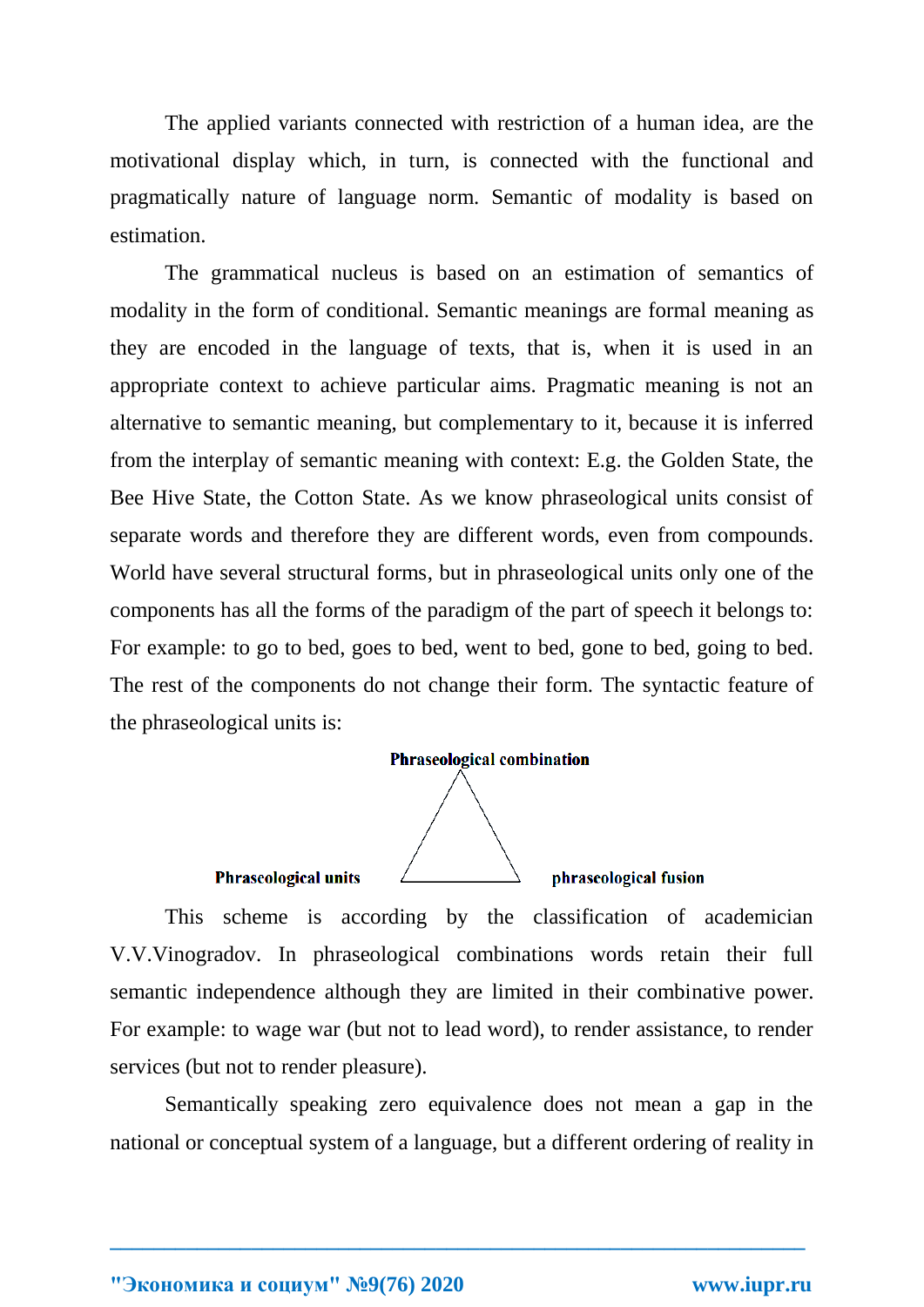The applied variants connected with restriction of a human idea, are the motivational display which, in turn, is connected with the functional and pragmatically nature of language norm. Semantic of modality is based on estimation.

The grammatical nucleus is based on an estimation of semantics of modality in the form of conditional. Semantic meanings are formal meaning as they are encoded in the language of texts, that is, when it is used in an appropriate context to achieve particular aims. Pragmatic meaning is not an alternative to semantic meaning, but complementary to it, because it is inferred from the interplay of semantic meaning with context: E.g. the Golden State, the Bee Hive State, the Cotton State. As we know phraseological units consist of separate words and therefore they are different words, even from compounds. World have several structural forms, but in phraseological units only one of the components has all the forms of the paradigm of the part of speech it belongs to: For example: to go to bed, goes to bed, went to bed, gone to bed, going to bed. The rest of the components do not change their form. The syntactic feature of the phraseological units is:

**Phraseological combination**

**Phraseological units** **phraseological fusion**

This scheme is according by the classification of academician V.V.Vinogradov. In phraseological combinations words retain their full semantic independence although they are limited in their combinative power. For example: to wage war (but not to lead word), to render assistance, to render services (but not to render pleasure).

Semantically speaking zero equivalence does not mean a gap in the national or conceptual system of a language, but a different ordering of reality in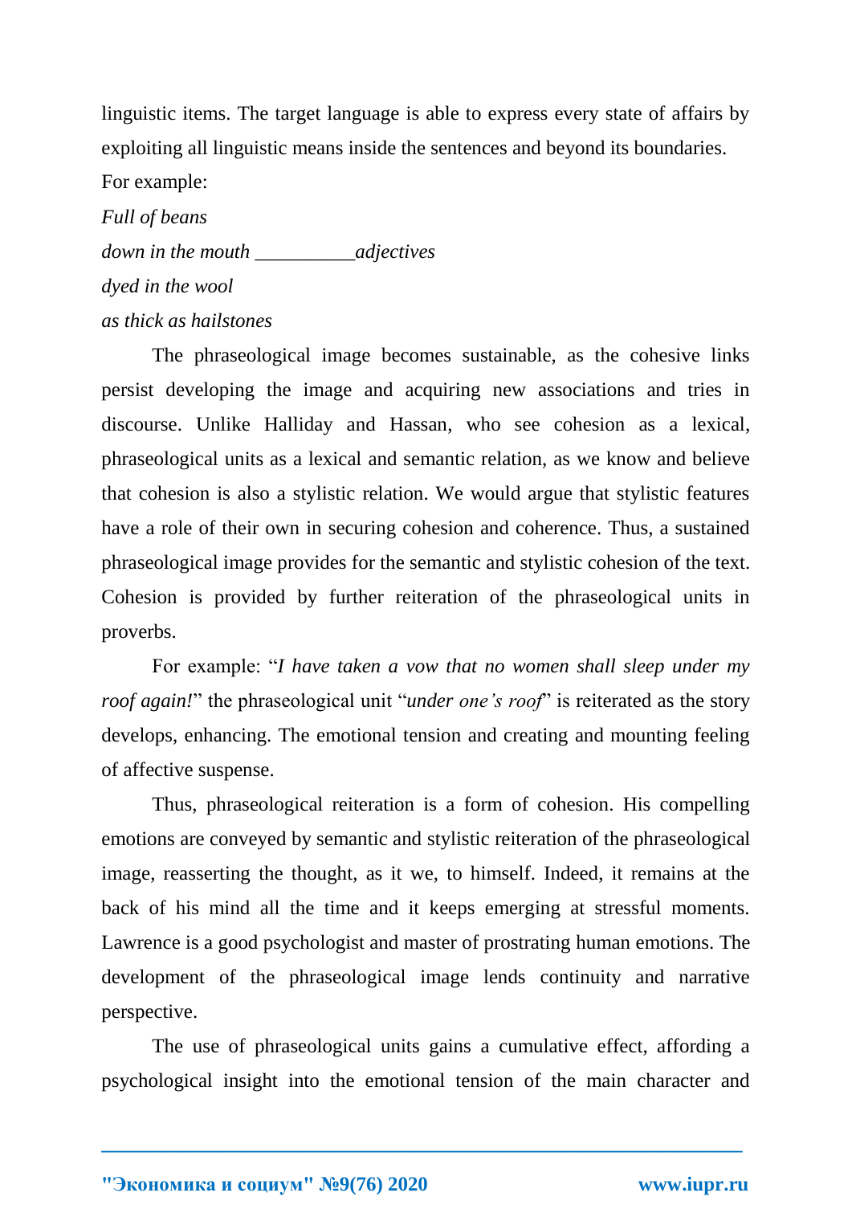linguistic items. The target language is able to express every state of affairs by exploiting all linguistic means inside the sentences and beyond its boundaries.

For example:

*Full of beans*

*down in the mouth* __________*adjectives*

*dyed in the wool*

*as thick as hailstones*

The phraseological image becomes sustainable, as the cohesive links persist developing the image and acquiring new associations and tries in discourse. Unlike Halliday and Hassan, who see cohesion as a lexical, phraseological units as a lexical and semantic relation, as we know and believe that cohesion is also a stylistic relation. We would argue that stylistic features have a role of their own in securing cohesion and coherence. Thus, a sustained phraseological image provides for the semantic and stylistic cohesion of the text. Cohesion is provided by further reiteration of the phraseological units in proverbs.

For example: "*I have taken a vow that no women shall sleep under my roof again!*" the phraseological unit "*under one's roof*" is reiterated as the story develops, enhancing. The emotional tension and creating and mounting feeling of affective suspense.

Thus, phraseological reiteration is a form of cohesion. His compelling emotions are conveyed by semantic and stylistic reiteration of the phraseological image, reasserting the thought, as it we, to himself. Indeed, it remains at the back of his mind all the time and it keeps emerging at stressful moments. Lawrence is a good psychologist and master of prostrating human emotions. The development of the phraseological image lends continuity and narrative perspective.

The use of phraseological units gains a cumulative effect, affording a psychological insight into the emotional tension of the main character and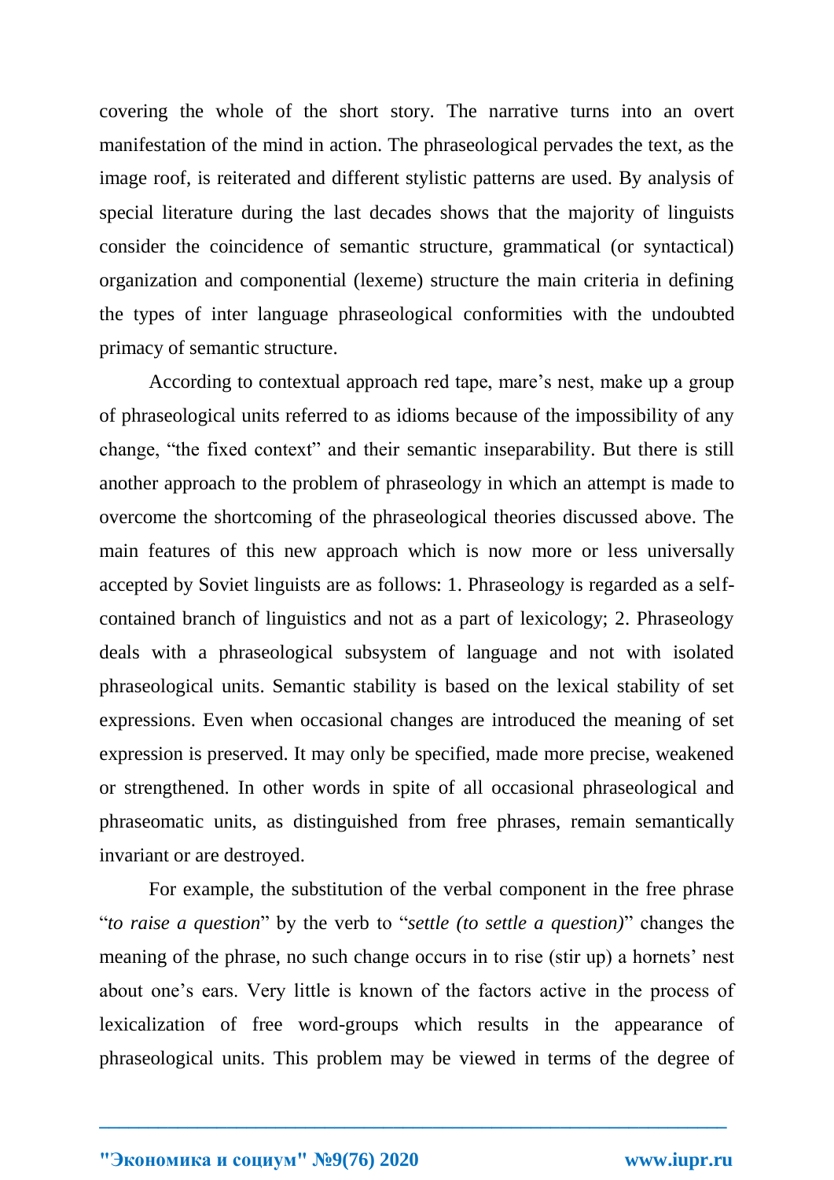covering the whole of the short story. The narrative turns into an overt manifestation of the mind in action. The phraseological pervades the text, as the image roof, is reiterated and different stylistic patterns are used. By analysis of special literature during the last decades shows that the majority of linguists consider the coincidence of semantic structure, grammatical (or syntactical) organization and componential (lexeme) structure the main criteria in defining the types of inter language phraseological conformities with the undoubted primacy of semantic structure.

According to contextual approach red tape, mare's nest, make up a group of phraseological units referred to as idioms because of the impossibility of any change, "the fixed context" and their semantic inseparability. But there is still another approach to the problem of phraseology in which an attempt is made to overcome the shortcoming of the phraseological theories discussed above. The main features of this new approach which is now more or less universally accepted by Soviet linguists are as follows: 1. Phraseology is regarded as a self-contained branch of linguistics and not as a part of lexicology; 2. Phraseology deals with a phraseological subsystem of language and not with isolated phraseological units. Semantic stability is based on the lexical stability of set expressions. Even when occasional changes are introduced the meaning of set expression is preserved. It may only be specified, made more precise, weakened or strengthened. In other words in spite of all occasional phraseological and phraseomatic units, as distinguished from free phrases, remain semantically invariant or are destroyed.

For example, the substitution of the verbal component in the free phrase "*to raise a question*" by the verb to "*settle (to settle a question)*" changes the meaning of the phrase, no such change occurs in to rise (stir up) a hornets' nest about one's ears. Very little is known of the factors active in the process of lexicalization of free word-groups which results in the appearance of phraseological units. This problem may be viewed in terms of the degree of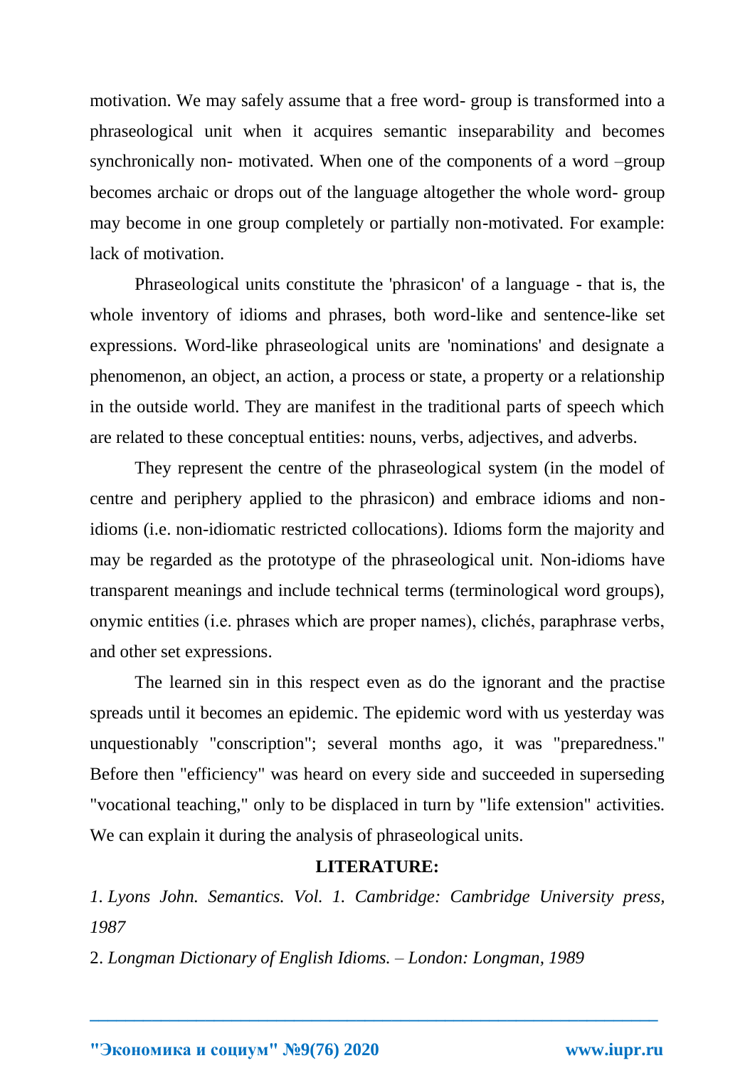motivation. We may safely assume that a free word- group is transformed into a phraseological unit when it acquires semantic inseparability and becomes synchronically non- motivated. When one of the components of a word –group becomes archaic or drops out of the language altogether the whole word- group may become in one group completely or partially non-motivated. For example: lack of motivation.

Phraseological units constitute the 'phrasicon' of a language - that is, the whole inventory of idioms and phrases, both word-like and sentence-like set expressions. Word-like phraseological units are 'nominations' and designate a phenomenon, an object, an action, a process or state, a property or a relationship in the outside world. They are manifest in the traditional parts of speech which are related to these conceptual entities: nouns, verbs, adjectives, and adverbs.

They represent the centre of the phraseological system (in the model of centre and periphery applied to the phrasicon) and embrace idioms and non-idioms (i.e. non-idiomatic restricted collocations). Idioms form the majority and may be regarded as the prototype of the phraseological unit. Non-idioms have transparent meanings and include technical terms (terminological word groups), onymic entities (i.e. phrases which are proper names), clichés, paraphrase verbs, and other set expressions.

The learned sin in this respect even as do the ignorant and the practise spreads until it becomes an epidemic. The epidemic word with us yesterday was unquestionably "conscription"; several months ago, it was "preparedness." Before then "efficiency" was heard on every side and succeeded in superseding "vocational teaching," only to be displaced in turn by "life extension" activities. We can explain it during the analysis of phraseological units.

## LITERATURE:

1. *Lyons John. Semantics. Vol. 1. Cambridge: Cambridge University press, 1987*

2. *Longman Dictionary of English Idioms. – London: Longman, 1989*